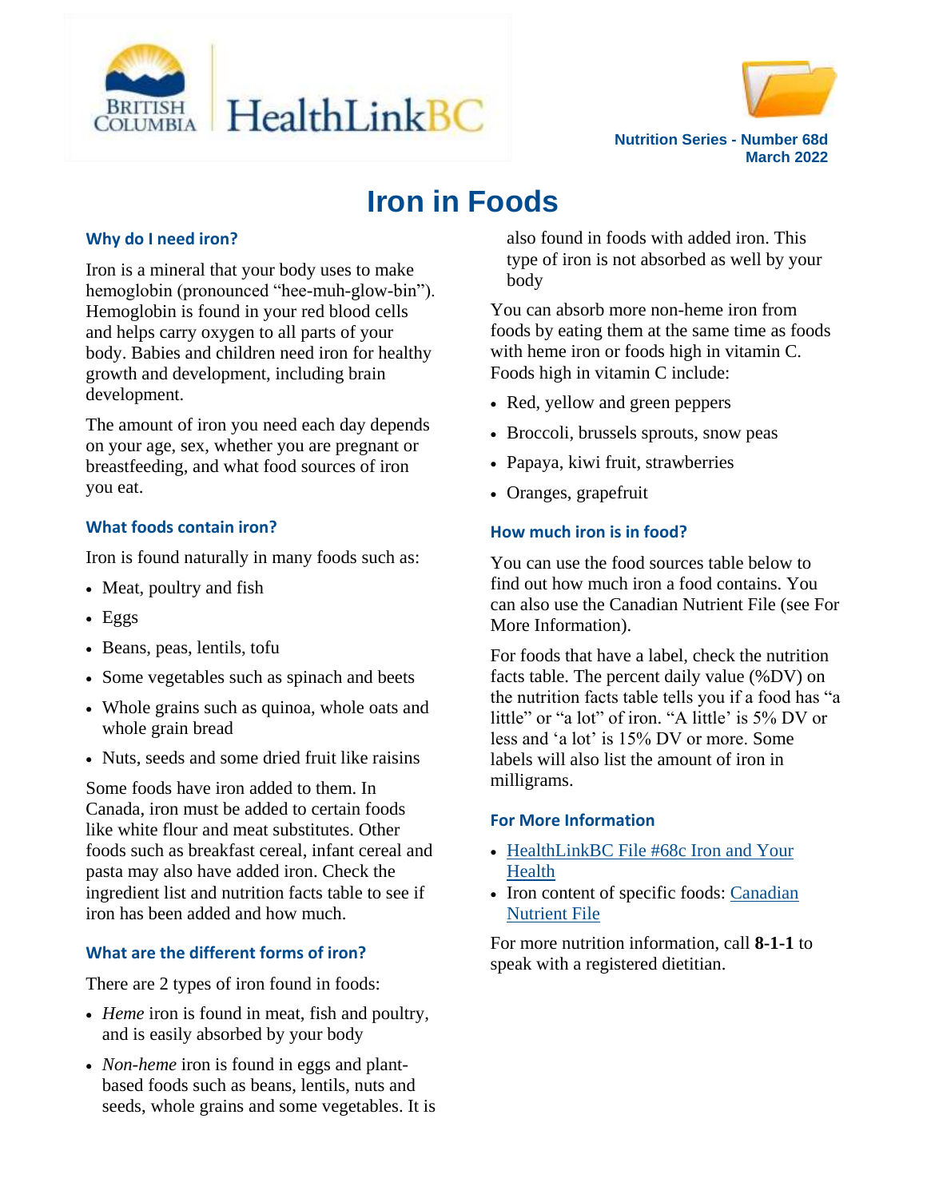Nutrition Series - Number 68d
March 2022

# Iron in Foods

## Why do I need iron?

Iron is a mineral that your body uses to make hemoglobin (pronounced "hee-muh-glow-bin"). Hemoglobin is found in your red blood cells and helps carry oxygen to all parts of your body. Babies and children need iron for healthy growth and development, including brain development.

The amount of iron you need each day depends on your age, sex, whether you are pregnant or breastfeeding, and what food sources of iron you eat.

## What foods contain iron?

Iron is found naturally in many foods such as:

- Meat, poultry and fish
- Eggs
- Beans, peas, lentils, tofu
- Some vegetables such as spinach and beets
- Whole grains such as quinoa, whole oats and whole grain bread
- Nuts, seeds and some dried fruit like raisins

Some foods have iron added to them. In Canada, iron must be added to certain foods like white flour and meat substitutes. Other foods such as breakfast cereal, infant cereal and pasta may also have added iron. Check the ingredient list and nutrition facts table to see if iron has been added and how much.

## What are the different forms of iron?

There are 2 types of iron found in foods:

- *Heme* iron is found in meat, fish and poultry, and is easily absorbed by your body
- *Non-heme* iron is found in eggs and plant-based foods such as beans, lentils, nuts and seeds, whole grains and some vegetables. It is also found in foods with added iron. This type of iron is not absorbed as well by your body

You can absorb more non-heme iron from foods by eating them at the same time as foods with heme iron or foods high in vitamin C. Foods high in vitamin C include:

- Red, yellow and green peppers
- Broccoli, brussels sprouts, snow peas
- Papaya, kiwi fruit, strawberries
- Oranges, grapefruit

## How much iron is in food?

You can use the food sources table below to find out how much iron a food contains. You can also use the Canadian Nutrient File (see For More Information).

For foods that have a label, check the nutrition facts table. The percent daily value (%DV) on the nutrition facts table tells you if a food has "a little" or "a lot" of iron. "A little' is 5% DV or less and 'a lot' is 15% DV or more. Some labels will also list the amount of iron in milligrams.

## For More Information

- HealthLinkBC File #68c Iron and Your Health
- Iron content of specific foods: Canadian Nutrient File

For more nutrition information, call **8-1-1** to speak with a registered dietitian.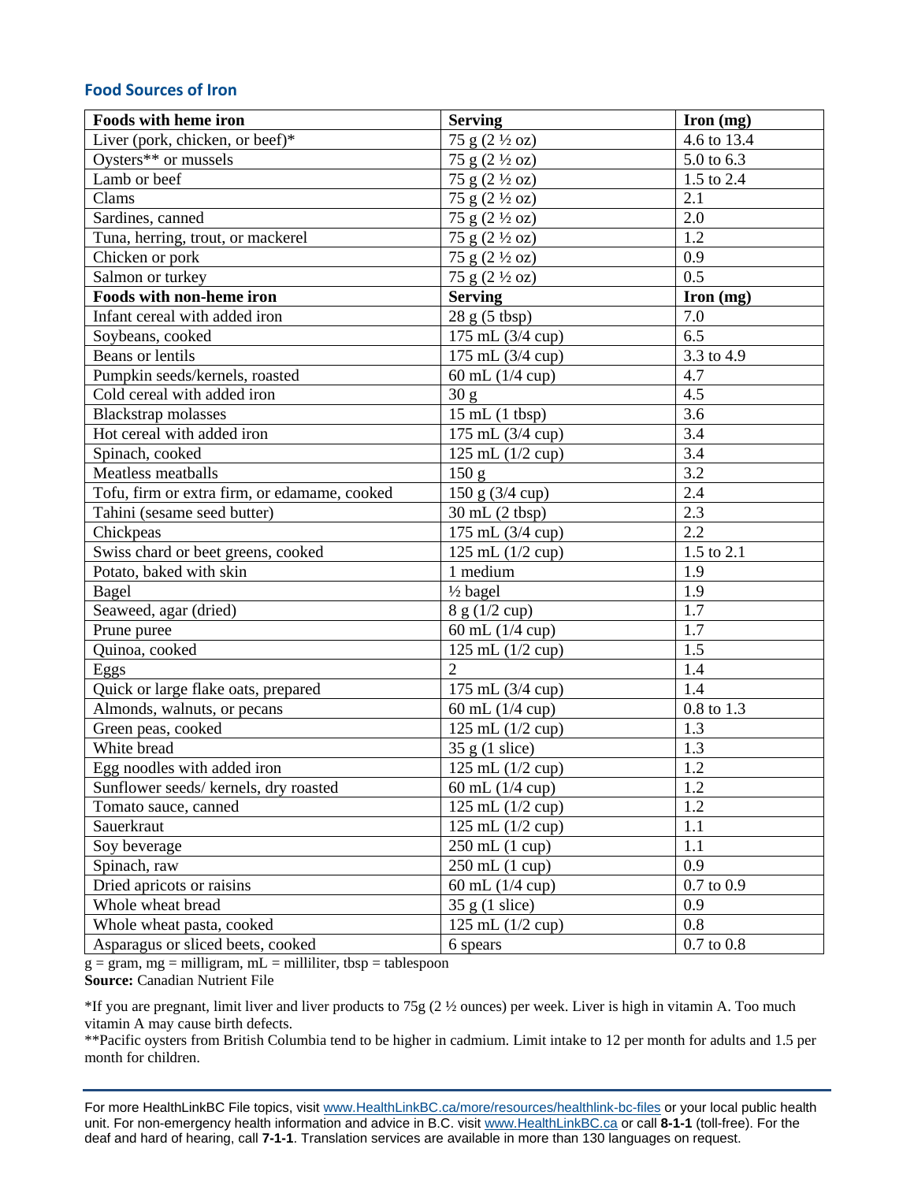### Food Sources of Iron

| Foods with heme iron | Serving | Iron (mg) |
|---|---|---|
| Liver (pork, chicken, or beef)* | 75 g (2 ½ oz) | 4.6 to 13.4 |
| Oysters** or mussels | 75 g (2 ½ oz) | 5.0 to 6.3 |
| Lamb or beef | 75 g (2 ½ oz) | 1.5 to 2.4 |
| Clams | 75 g (2 ½ oz) | 2.1 |
| Sardines, canned | 75 g (2 ½ oz) | 2.0 |
| Tuna, herring, trout, or mackerel | 75 g (2 ½ oz) | 1.2 |
| Chicken or pork | 75 g (2 ½ oz) | 0.9 |
| Salmon or turkey | 75 g (2 ½ oz) | 0.5 |
| **Foods with non-heme iron** | **Serving** | **Iron (mg)** |
| Infant cereal with added iron | 28 g (5 tbsp) | 7.0 |
| Soybeans, cooked | 175 mL (3/4 cup) | 6.5 |
| Beans or lentils | 175 mL (3/4 cup) | 3.3 to 4.9 |
| Pumpkin seeds/kernels, roasted | 60 mL (1/4 cup) | 4.7 |
| Cold cereal with added iron | 30 g | 4.5 |
| Blackstrap molasses | 15 mL (1 tbsp) | 3.6 |
| Hot cereal with added iron | 175 mL (3/4 cup) | 3.4 |
| Spinach, cooked | 125 mL (1/2 cup) | 3.4 |
| Meatless meatballs | 150 g | 3.2 |
| Tofu, firm or extra firm, or edamame, cooked | 150 g (3/4 cup) | 2.4 |
| Tahini (sesame seed butter) | 30 mL (2 tbsp) | 2.3 |
| Chickpeas | 175 mL (3/4 cup) | 2.2 |
| Swiss chard or beet greens, cooked | 125 mL (1/2 cup) | 1.5 to 2.1 |
| Potato, baked with skin | 1 medium | 1.9 |
| Bagel | ½ bagel | 1.9 |
| Seaweed, agar (dried) | 8 g (1/2 cup) | 1.7 |
| Prune puree | 60 mL (1/4 cup) | 1.7 |
| Quinoa, cooked | 125 mL (1/2 cup) | 1.5 |
| Eggs | 2 | 1.4 |
| Quick or large flake oats, prepared | 175 mL (3/4 cup) | 1.4 |
| Almonds, walnuts, or pecans | 60 mL (1/4 cup) | 0.8 to 1.3 |
| Green peas, cooked | 125 mL (1/2 cup) | 1.3 |
| White bread | 35 g (1 slice) | 1.3 |
| Egg noodles with added iron | 125 mL (1/2 cup) | 1.2 |
| Sunflower seeds/ kernels, dry roasted | 60 mL (1/4 cup) | 1.2 |
| Tomato sauce, canned | 125 mL (1/2 cup) | 1.2 |
| Sauerkraut | 125 mL (1/2 cup) | 1.1 |
| Soy beverage | 250 mL (1 cup) | 1.1 |
| Spinach, raw | 250 mL (1 cup) | 0.9 |
| Dried apricots or raisins | 60 mL (1/4 cup) | 0.7 to 0.9 |
| Whole wheat bread | 35 g (1 slice) | 0.9 |
| Whole wheat pasta, cooked | 125 mL (1/2 cup) | 0.8 |
| Asparagus or sliced beets, cooked | 6 spears | 0.7 to 0.8 |

g = gram, mg = milligram, mL = milliliter, tbsp = tablespoon
**Source:** Canadian Nutrient File

*If you are pregnant, limit liver and liver products to 75g (2 ½ ounces) per week. Liver is high in vitamin A. Too much vitamin A may cause birth defects.
**Pacific oysters from British Columbia tend to be higher in cadmium. Limit intake to 12 per month for adults and 1.5 per month for children.

For more HealthLinkBC File topics, visit www.HealthLinkBC.ca/more/resources/healthlink-bc-files or your local public health unit. For non-emergency health information and advice in B.C. visit www.HealthLinkBC.ca or call **8-1-1** (toll-free). For the deaf and hard of hearing, call **7-1-1**. Translation services are available in more than 130 languages on request.